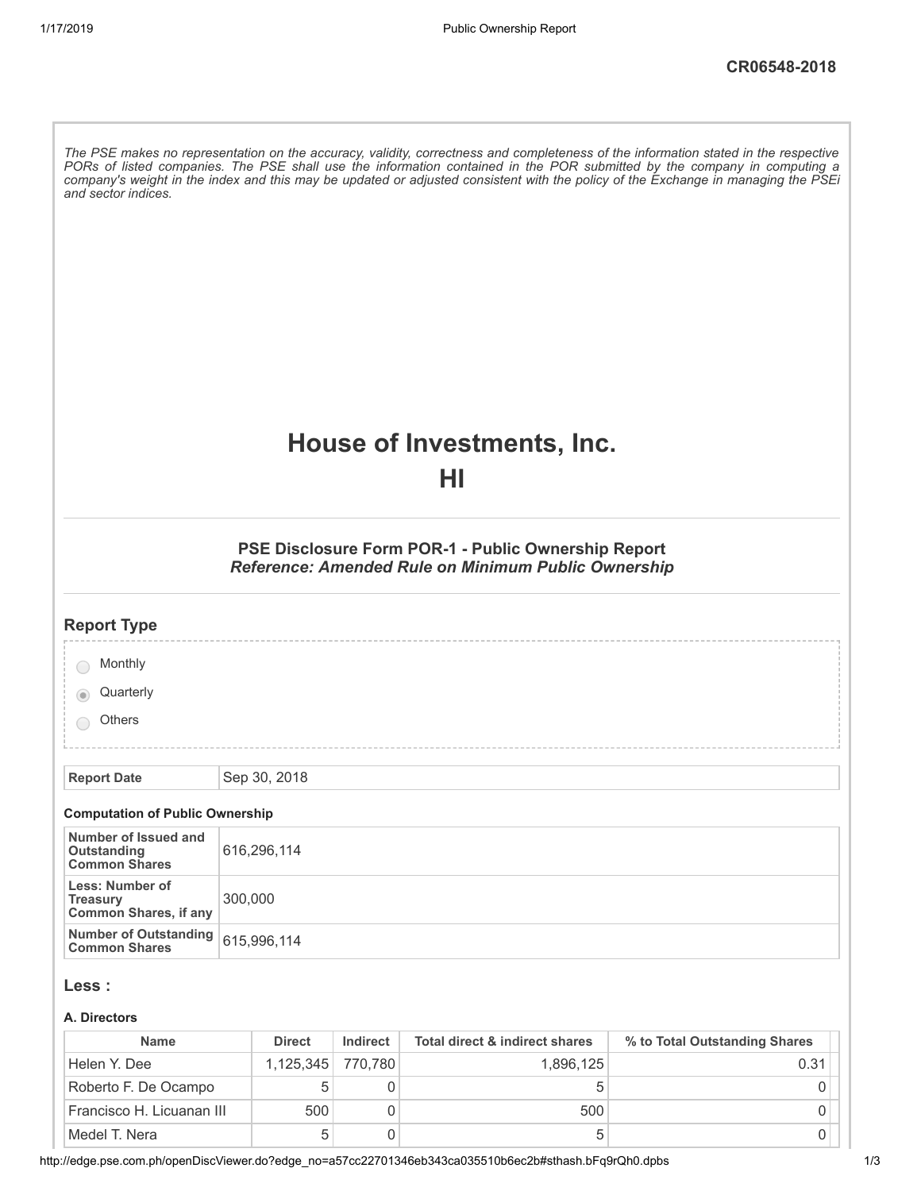CR06548-2018

*The PSE makes no representation on the accuracy, validity, correctness and completeness of the information stated in the respective PORs of listed companies. The PSE shall use the information contained in the POR submitted by the company in computing a company's weight in the index and this may be updated or adjusted consistent with the policy of the Exchange in managing the PSEi and sector indices.*

# House of Investments, Inc.
# HI

### PSE Disclosure Form POR-1 - Public Ownership Report
***Reference: Amended Rule on Minimum Public Ownership***

## Report Type

- ○ Monthly
- ◉ Quarterly
- ○ Others

| **Report Date** | Sep 30, 2018 |
|---|---|

**Computation of Public Ownership**

| | |
|---|---|
| **Number of Issued and Outstanding Common Shares** | 616,296,114 |
| **Less: Number of Treasury Common Shares, if any** | 300,000 |
| **Number of Outstanding Common Shares** | 615,996,114 |

## Less :

**A. Directors**

| Name | Direct | Indirect | Total direct & indirect shares | % to Total Outstanding Shares |
|---|---|---|---|---|
| Helen Y. Dee | 1,125,345 | 770,780 | 1,896,125 | 0.31 |
| Roberto F. De Ocampo | 5 | 0 | 5 | 0 |
| Francisco H. Licuanan III | 500 | 0 | 500 | 0 |
| Medel T. Nera | 5 | 0 | 5 | 0 |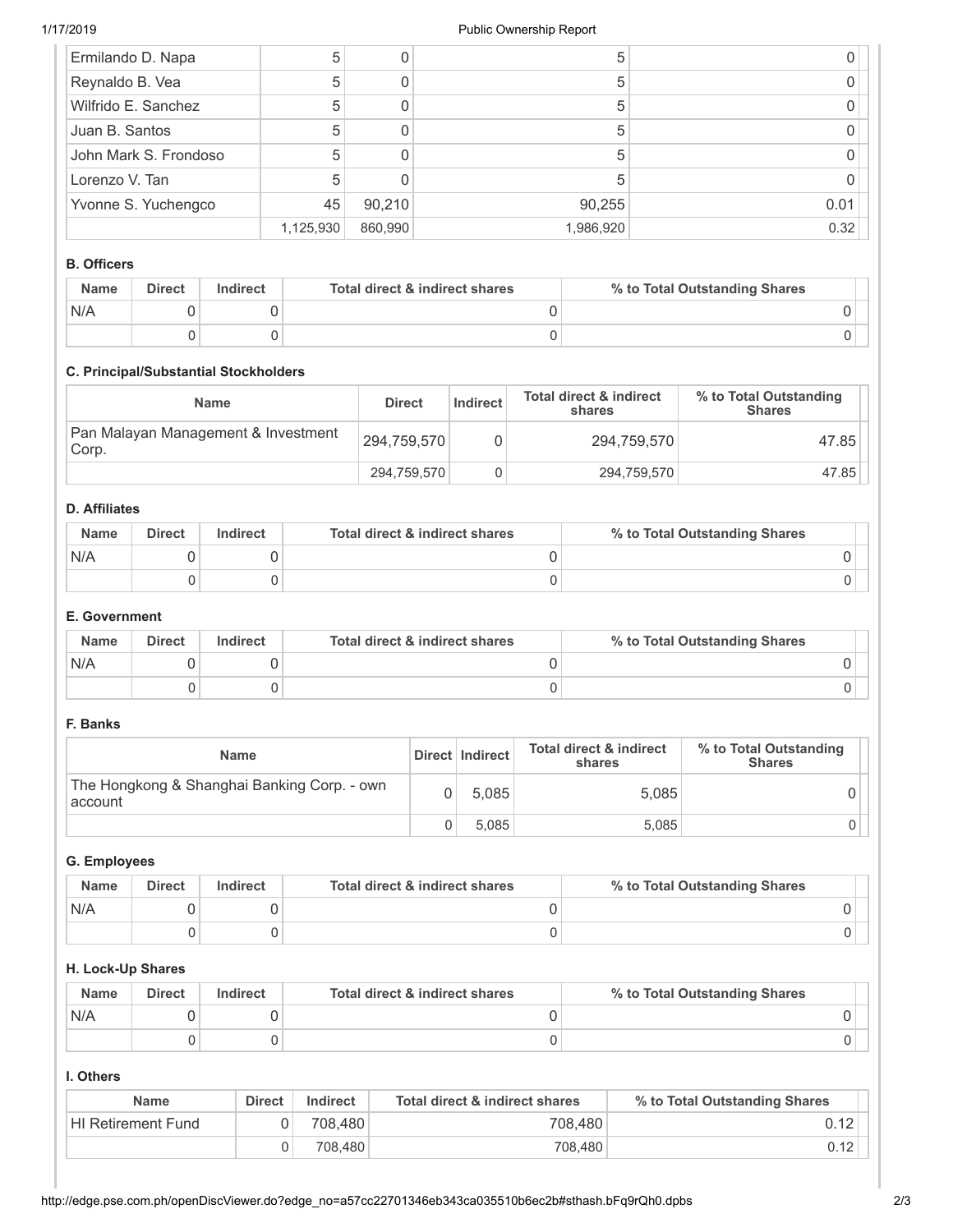| | | | | |
|---|---|---|---|---|
| Ermilando D. Napa | 5 | 0 | 5 | 0 |
| Reynaldo B. Vea | 5 | 0 | 5 | 0 |
| Wilfrido E. Sanchez | 5 | 0 | 5 | 0 |
| Juan B. Santos | 5 | 0 | 5 | 0 |
| John Mark S. Frondoso | 5 | 0 | 5 | 0 |
| Lorenzo V. Tan | 5 | 0 | 5 | 0 |
| Yvonne S. Yuchengco | 45 | 90,210 | 90,255 | 0.01 |
| | 1,125,930 | 860,990 | 1,986,920 | 0.32 |

#### B. Officers

| Name | Direct | Indirect | Total direct & indirect shares | % to Total Outstanding Shares |
|---|---|---|---|---|
| N/A | 0 | 0 | 0 | 0 |
| | 0 | 0 | 0 | 0 |

#### C. Principal/Substantial Stockholders

| Name | Direct | Indirect | Total direct & indirect shares | % to Total Outstanding Shares |
|---|---|---|---|---|
| Pan Malayan Management & Investment Corp. | 294,759,570 | 0 | 294,759,570 | 47.85 |
| | 294,759,570 | 0 | 294,759,570 | 47.85 |

#### D. Affiliates

| Name | Direct | Indirect | Total direct & indirect shares | % to Total Outstanding Shares |
|---|---|---|---|---|
| N/A | 0 | 0 | 0 | 0 |
| | 0 | 0 | 0 | 0 |

#### E. Government

| Name | Direct | Indirect | Total direct & indirect shares | % to Total Outstanding Shares |
|---|---|---|---|---|
| N/A | 0 | 0 | 0 | 0 |
| | 0 | 0 | 0 | 0 |

#### F. Banks

| Name | Direct | Indirect | Total direct & indirect shares | % to Total Outstanding Shares |
|---|---|---|---|---|
| The Hongkong & Shanghai Banking Corp. - own account | 0 | 5,085 | 5,085 | 0 |
| | 0 | 5,085 | 5,085 | 0 |

#### G. Employees

| Name | Direct | Indirect | Total direct & indirect shares | % to Total Outstanding Shares |
|---|---|---|---|---|
| N/A | 0 | 0 | 0 | 0 |
| | 0 | 0 | 0 | 0 |

#### H. Lock-Up Shares

| Name | Direct | Indirect | Total direct & indirect shares | % to Total Outstanding Shares |
|---|---|---|---|---|
| N/A | 0 | 0 | 0 | 0 |
| | 0 | 0 | 0 | 0 |

#### I. Others

| Name | Direct | Indirect | Total direct & indirect shares | % to Total Outstanding Shares |
|---|---|---|---|---|
| HI Retirement Fund | 0 | 708,480 | 708,480 | 0.12 |
| | 0 | 708,480 | 708,480 | 0.12 |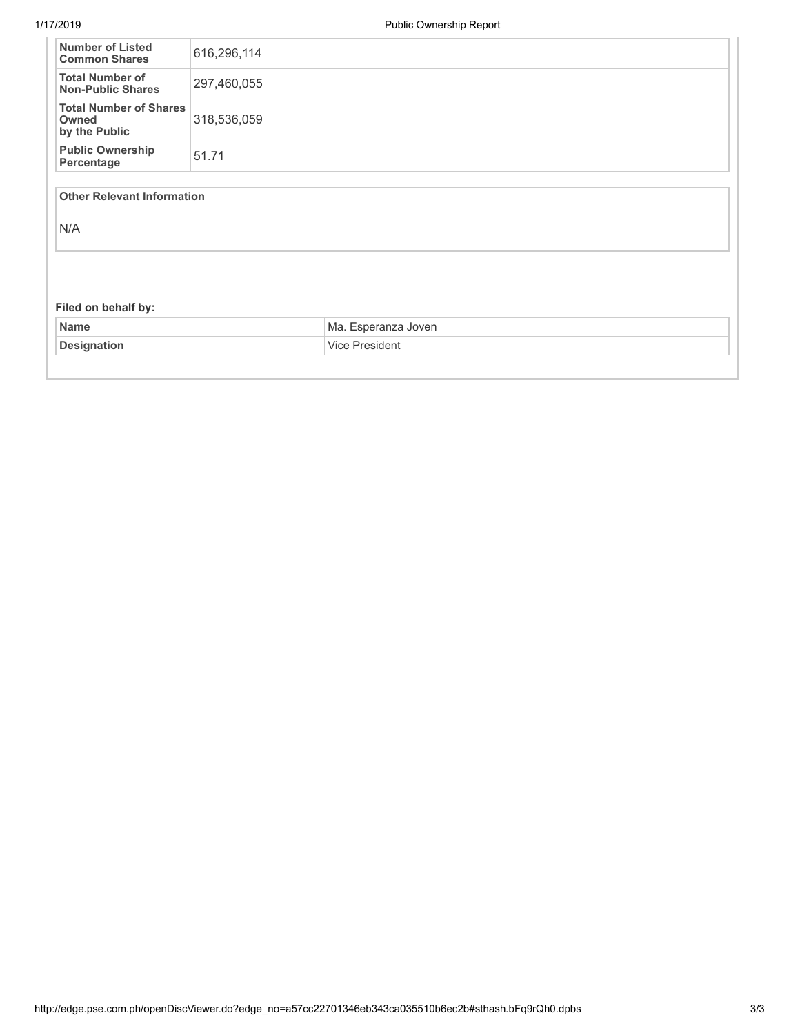| | |
|---|---|
| **Number of Listed Common Shares** | 616,296,114 |
| **Total Number of Non-Public Shares** | 297,460,055 |
| **Total Number of Shares Owned by the Public** | 318,536,059 |
| **Public Ownership Percentage** | 51.71 |

| **Other Relevant Information** |
|---|
| N/A |

**Filed on behalf by:**

| | |
|---|---|
| **Name** | Ma. Esperanza Joven |
| **Designation** | Vice President |